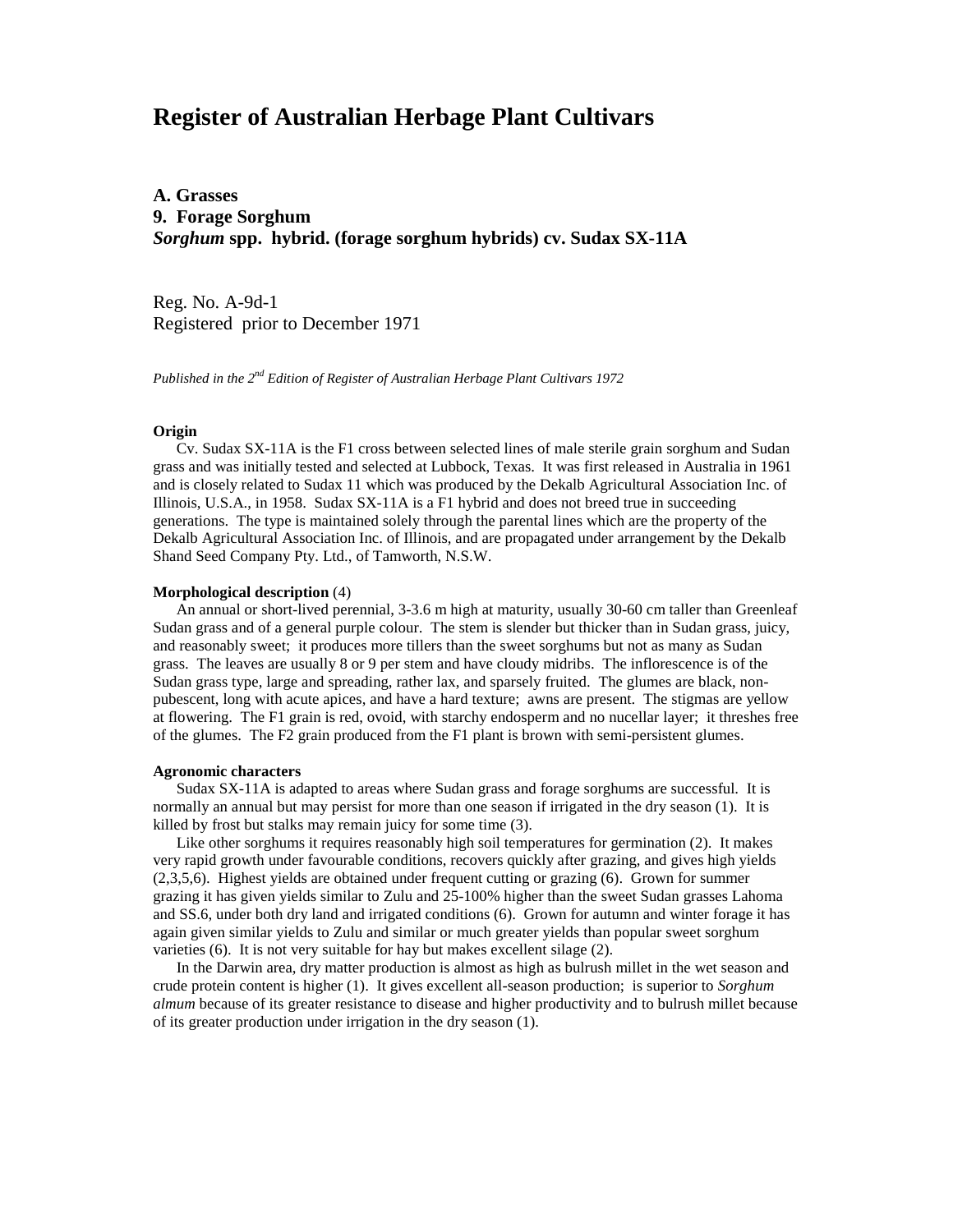# Register of Australian Herbage Plant Cultivars

**A. Grasses**
**9. Forage Sorghum**
***Sorghum* spp. hybrid. (forage sorghum hybrids) cv. Sudax SX-11A**

Reg. No. A-9d-1
Registered prior to December 1971

*Published in the 2nd Edition of Register of Australian Herbage Plant Cultivars 1972*

**Origin**

Cv. Sudax SX-11A is the F1 cross between selected lines of male sterile grain sorghum and Sudan grass and was initially tested and selected at Lubbock, Texas. It was first released in Australia in 1961 and is closely related to Sudax 11 which was produced by the Dekalb Agricultural Association Inc. of Illinois, U.S.A., in 1958. Sudax SX-11A is a F1 hybrid and does not breed true in succeeding generations. The type is maintained solely through the parental lines which are the property of the Dekalb Agricultural Association Inc. of Illinois, and are propagated under arrangement by the Dekalb Shand Seed Company Pty. Ltd., of Tamworth, N.S.W.

**Morphological description** (4)

An annual or short-lived perennial, 3-3.6 m high at maturity, usually 30-60 cm taller than Greenleaf Sudan grass and of a general purple colour. The stem is slender but thicker than in Sudan grass, juicy, and reasonably sweet; it produces more tillers than the sweet sorghums but not as many as Sudan grass. The leaves are usually 8 or 9 per stem and have cloudy midribs. The inflorescence is of the Sudan grass type, large and spreading, rather lax, and sparsely fruited. The glumes are black, non-pubescent, long with acute apices, and have a hard texture; awns are present. The stigmas are yellow at flowering. The F1 grain is red, ovoid, with starchy endosperm and no nucellar layer; it threshes free of the glumes. The F2 grain produced from the F1 plant is brown with semi-persistent glumes.

**Agronomic characters**

Sudax SX-11A is adapted to areas where Sudan grass and forage sorghums are successful. It is normally an annual but may persist for more than one season if irrigated in the dry season (1). It is killed by frost but stalks may remain juicy for some time (3).

Like other sorghums it requires reasonably high soil temperatures for germination (2). It makes very rapid growth under favourable conditions, recovers quickly after grazing, and gives high yields (2,3,5,6). Highest yields are obtained under frequent cutting or grazing (6). Grown for summer grazing it has given yields similar to Zulu and 25-100% higher than the sweet Sudan grasses Lahoma and SS.6, under both dry land and irrigated conditions (6). Grown for autumn and winter forage it has again given similar yields to Zulu and similar or much greater yields than popular sweet sorghum varieties (6). It is not very suitable for hay but makes excellent silage (2).

In the Darwin area, dry matter production is almost as high as bulrush millet in the wet season and crude protein content is higher (1). It gives excellent all-season production; is superior to *Sorghum almum* because of its greater resistance to disease and higher productivity and to bulrush millet because of its greater production under irrigation in the dry season (1).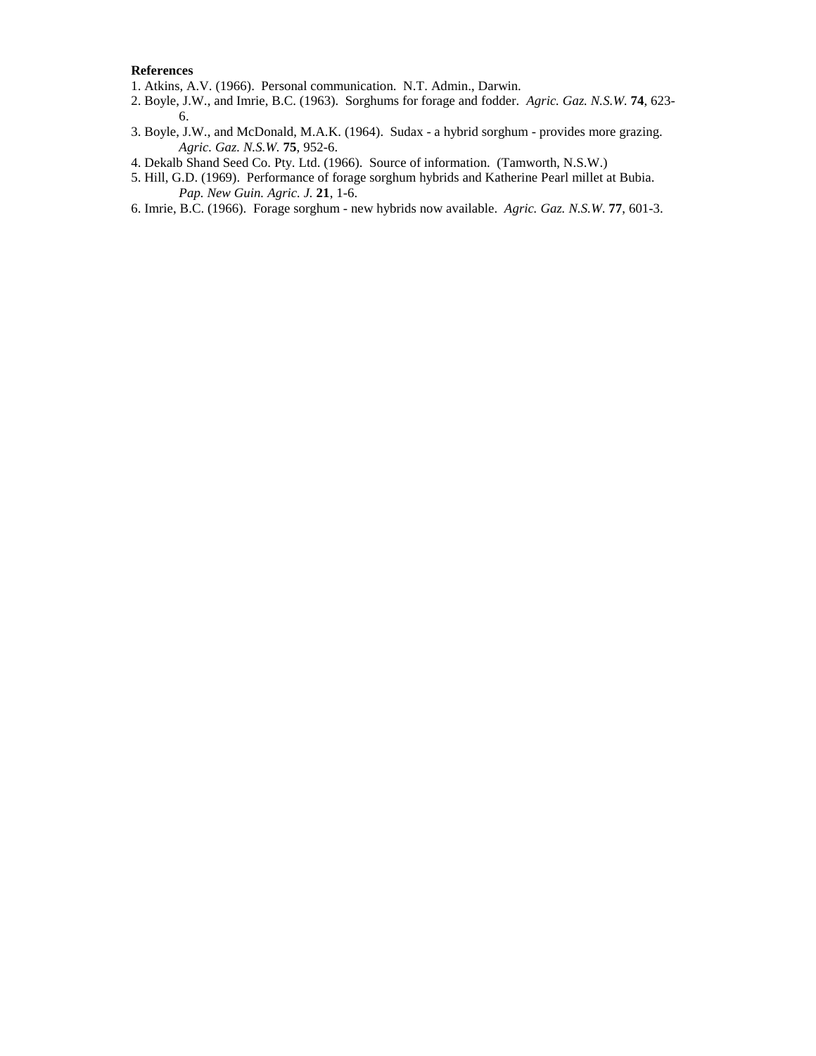**References**

1. Atkins, A.V. (1966). Personal communication. N.T. Admin., Darwin.
2. Boyle, J.W., and Imrie, B.C. (1963). Sorghums for forage and fodder. *Agric. Gaz. N.S.W.* **74**, 623-6.
3. Boyle, J.W., and McDonald, M.A.K. (1964). Sudax - a hybrid sorghum - provides more grazing. *Agric. Gaz. N.S.W.* **75**, 952-6.
4. Dekalb Shand Seed Co. Pty. Ltd. (1966). Source of information. (Tamworth, N.S.W.)
5. Hill, G.D. (1969). Performance of forage sorghum hybrids and Katherine Pearl millet at Bubia. *Pap. New Guin. Agric. J.* **21**, 1-6.
6. Imrie, B.C. (1966). Forage sorghum - new hybrids now available. *Agric. Gaz. N.S.W.* **77**, 601-3.